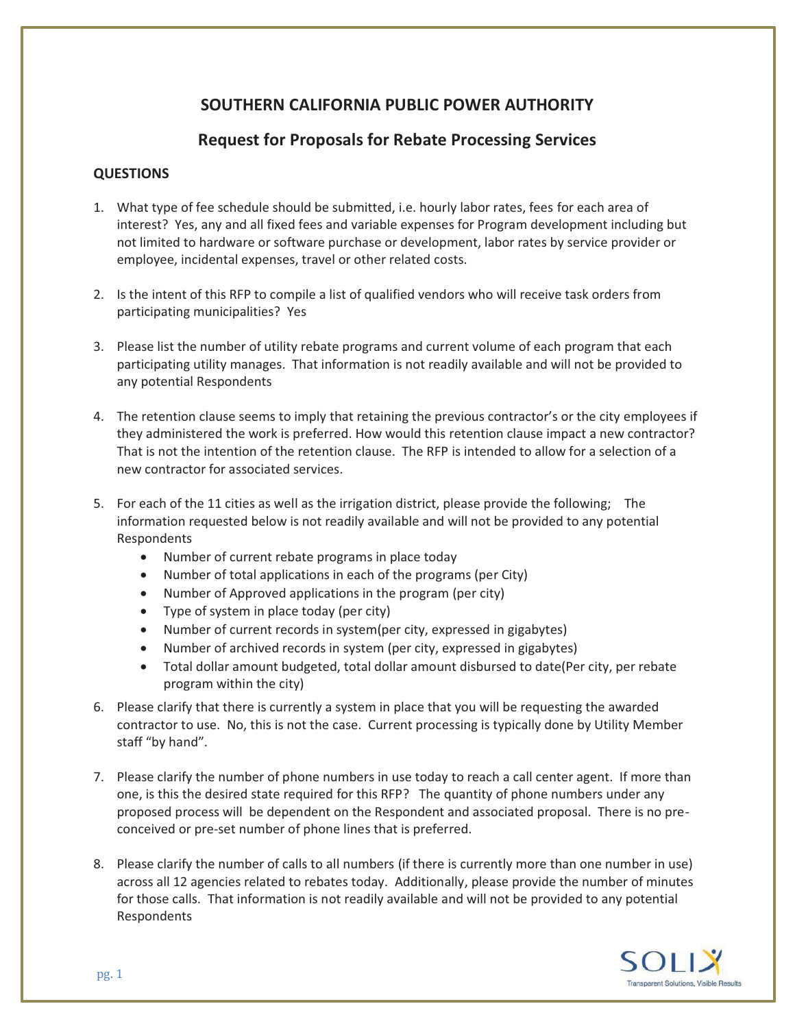# SOUTHERN CALIFORNIA PUBLIC POWER AUTHORITY

## Request for Proposals for Rebate Processing Services

### QUESTIONS

1. What type of fee schedule should be submitted, i.e. hourly labor rates, fees for each area of interest? Yes, any and all fixed fees and variable expenses for Program development including but not limited to hardware or software purchase or development, labor rates by service provider or employee, incidental expenses, travel or other related costs.

2. Is the intent of this RFP to compile a list of qualified vendors who will receive task orders from participating municipalities? Yes

3. Please list the number of utility rebate programs and current volume of each program that each participating utility manages. That information is not readily available and will not be provided to any potential Respondents

4. The retention clause seems to imply that retaining the previous contractor's or the city employees if they administered the work is preferred. How would this retention clause impact a new contractor? That is not the intention of the retention clause. The RFP is intended to allow for a selection of a new contractor for associated services.

5. For each of the 11 cities as well as the irrigation district, please provide the following; The information requested below is not readily available and will not be provided to any potential Respondents
   - Number of current rebate programs in place today
   - Number of total applications in each of the programs (per City)
   - Number of Approved applications in the program (per city)
   - Type of system in place today (per city)
   - Number of current records in system(per city, expressed in gigabytes)
   - Number of archived records in system (per city, expressed in gigabytes)
   - Total dollar amount budgeted, total dollar amount disbursed to date(Per city, per rebate program within the city)

6. Please clarify that there is currently a system in place that you will be requesting the awarded contractor to use. No, this is not the case. Current processing is typically done by Utility Member staff "by hand".

7. Please clarify the number of phone numbers in use today to reach a call center agent. If more than one, is this the desired state required for this RFP? The quantity of phone numbers under any proposed process will be dependent on the Respondent and associated proposal. There is no pre-conceived or pre-set number of phone lines that is preferred.

8. Please clarify the number of calls to all numbers (if there is currently more than one number in use) across all 12 agencies related to rebates today. Additionally, please provide the number of minutes for those calls. That information is not readily available and will not be provided to any potential Respondents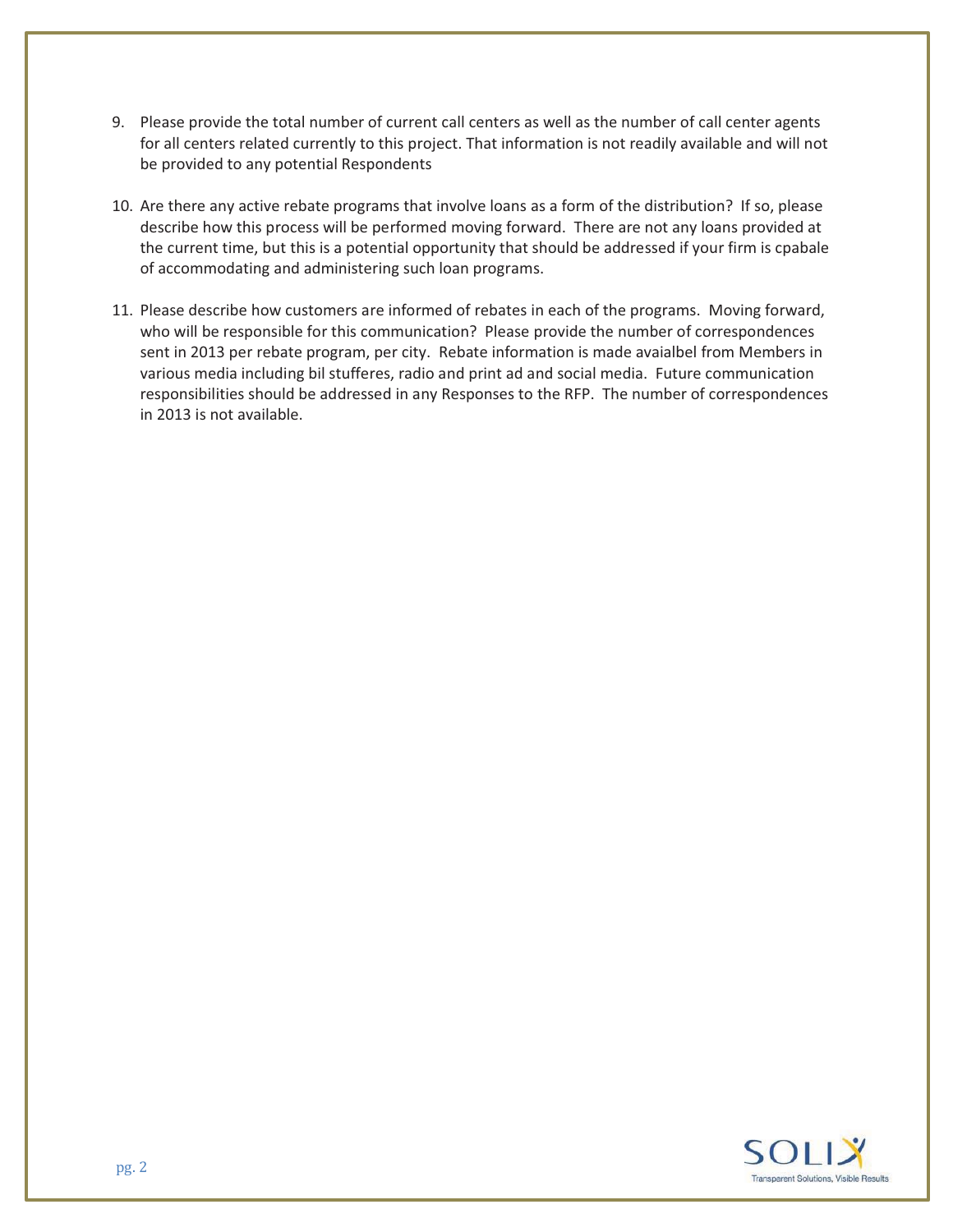9. Please provide the total number of current call centers as well as the number of call center agents for all centers related currently to this project. That information is not readily available and will not be provided to any potential Respondents

10. Are there any active rebate programs that involve loans as a form of the distribution? If so, please describe how this process will be performed moving forward. There are not any loans provided at the current time, but this is a potential opportunity that should be addressed if your firm is cpabale of accommodating and administering such loan programs.

11. Please describe how customers are informed of rebates in each of the programs. Moving forward, who will be responsible for this communication? Please provide the number of correspondences sent in 2013 per rebate program, per city. Rebate information is made avaialbel from Members in various media including bil stufferes, radio and print ad and social media. Future communication responsibilities should be addressed in any Responses to the RFP. The number of correspondences in 2013 is not available.